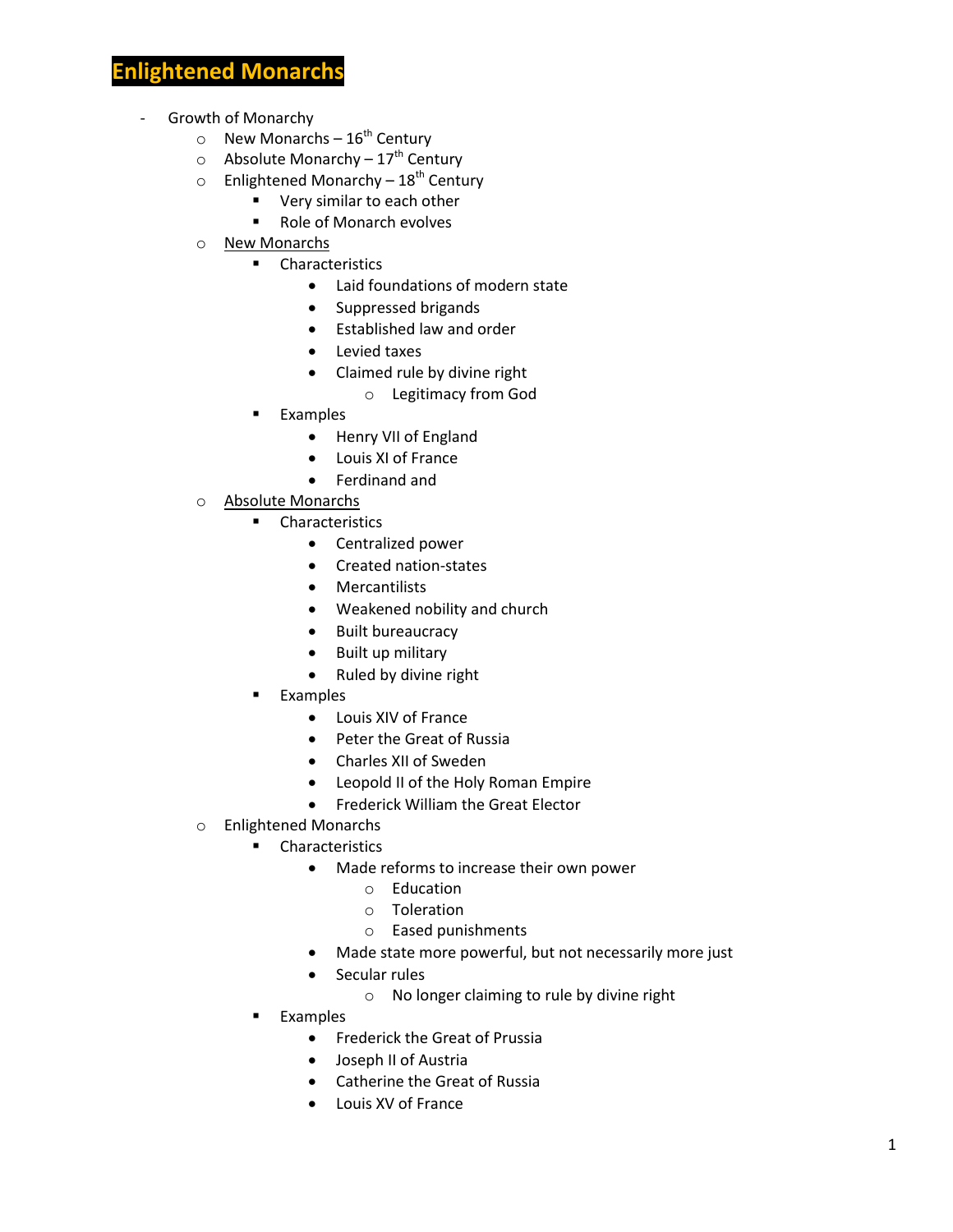# Enlightened Monarchs

- Growth of Monarchy
  - New Monarchs – 16th Century
  - Absolute Monarchy – 17th Century
  - Enlightened Monarchy – 18th Century
    - Very similar to each other
    - Role of Monarch evolves
  - <u>New Monarchs</u>
    - Characteristics
      - Laid foundations of modern state
      - Suppressed brigands
      - Established law and order
      - Levied taxes
      - Claimed rule by divine right
        - Legitimacy from God
    - Examples
      - Henry VII of England
      - Louis XI of France
      - Ferdinand and
  - <u>Absolute Monarchs</u>
    - Characteristics
      - Centralized power
      - Created nation-states
      - Mercantilists
      - Weakened nobility and church
      - Built bureaucracy
      - Built up military
      - Ruled by divine right
    - Examples
      - Louis XIV of France
      - Peter the Great of Russia
      - Charles XII of Sweden
      - Leopold II of the Holy Roman Empire
      - Frederick William the Great Elector
  - Enlightened Monarchs
    - Characteristics
      - Made reforms to increase their own power
        - Education
        - Toleration
        - Eased punishments
      - Made state more powerful, but not necessarily more just
      - Secular rules
        - No longer claiming to rule by divine right
    - Examples
      - Frederick the Great of Prussia
      - Joseph II of Austria
      - Catherine the Great of Russia
      - Louis XV of France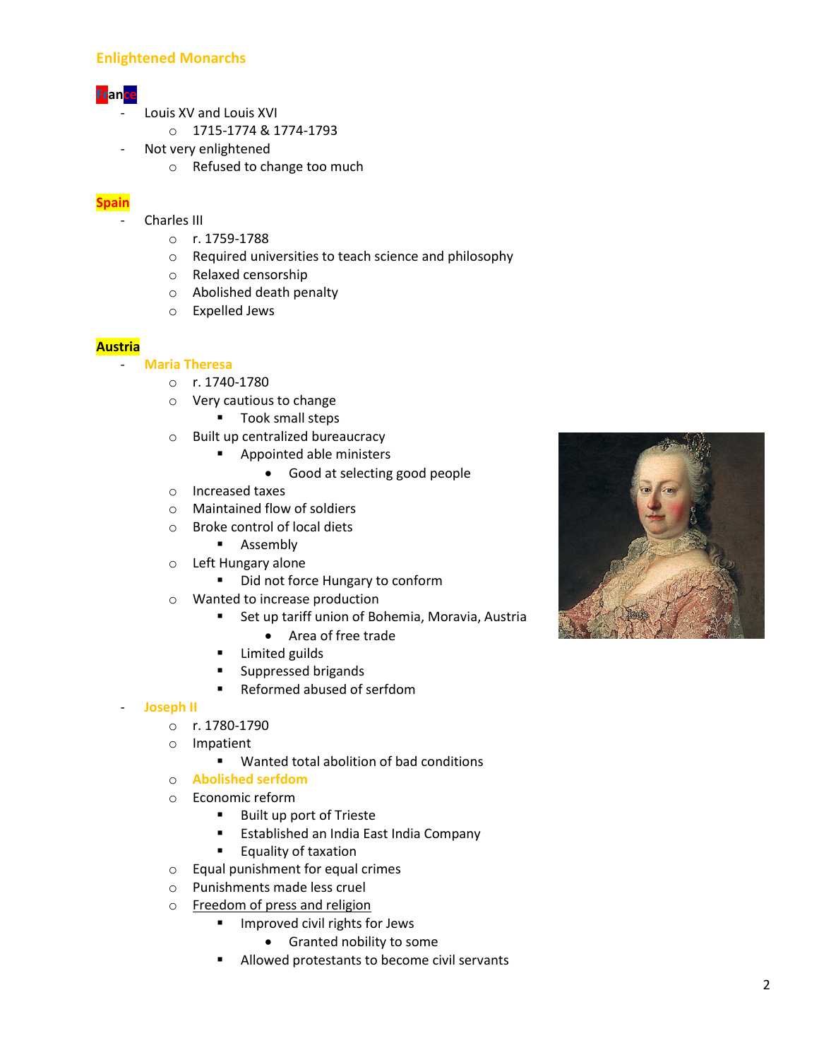## Enlightened Monarchs

### France

- Louis XV and Louis XVI
  - 1715-1774 & 1774-1793
- Not very enlightened
  - Refused to change too much

### Spain

- Charles III
  - r. 1759-1788
  - Required universities to teach science and philosophy
  - Relaxed censorship
  - Abolished death penalty
  - Expelled Jews

### Austria

- **Maria Theresa**
  - r. 1740-1780
  - Very cautious to change
    - Took small steps
  - Built up centralized bureaucracy
    - Appointed able ministers
      - Good at selecting good people
  - Increased taxes
  - Maintained flow of soldiers
  - Broke control of local diets
    - Assembly
  - Left Hungary alone
    - Did not force Hungary to conform
  - Wanted to increase production
    - Set up tariff union of Bohemia, Moravia, Austria
      - Area of free trade
    - Limited guilds
    - Suppressed brigands
    - Reformed abused of serfdom
- **Joseph II**
  - r. 1780-1790
  - Impatient
    - Wanted total abolition of bad conditions
  - **Abolished serfdom**
  - Economic reform
    - Built up port of Trieste
    - Established an India East India Company
    - Equality of taxation
  - Equal punishment for equal crimes
  - Punishments made less cruel
  - Freedom of press and religion
    - Improved civil rights for Jews
      - Granted nobility to some
    - Allowed protestants to become civil servants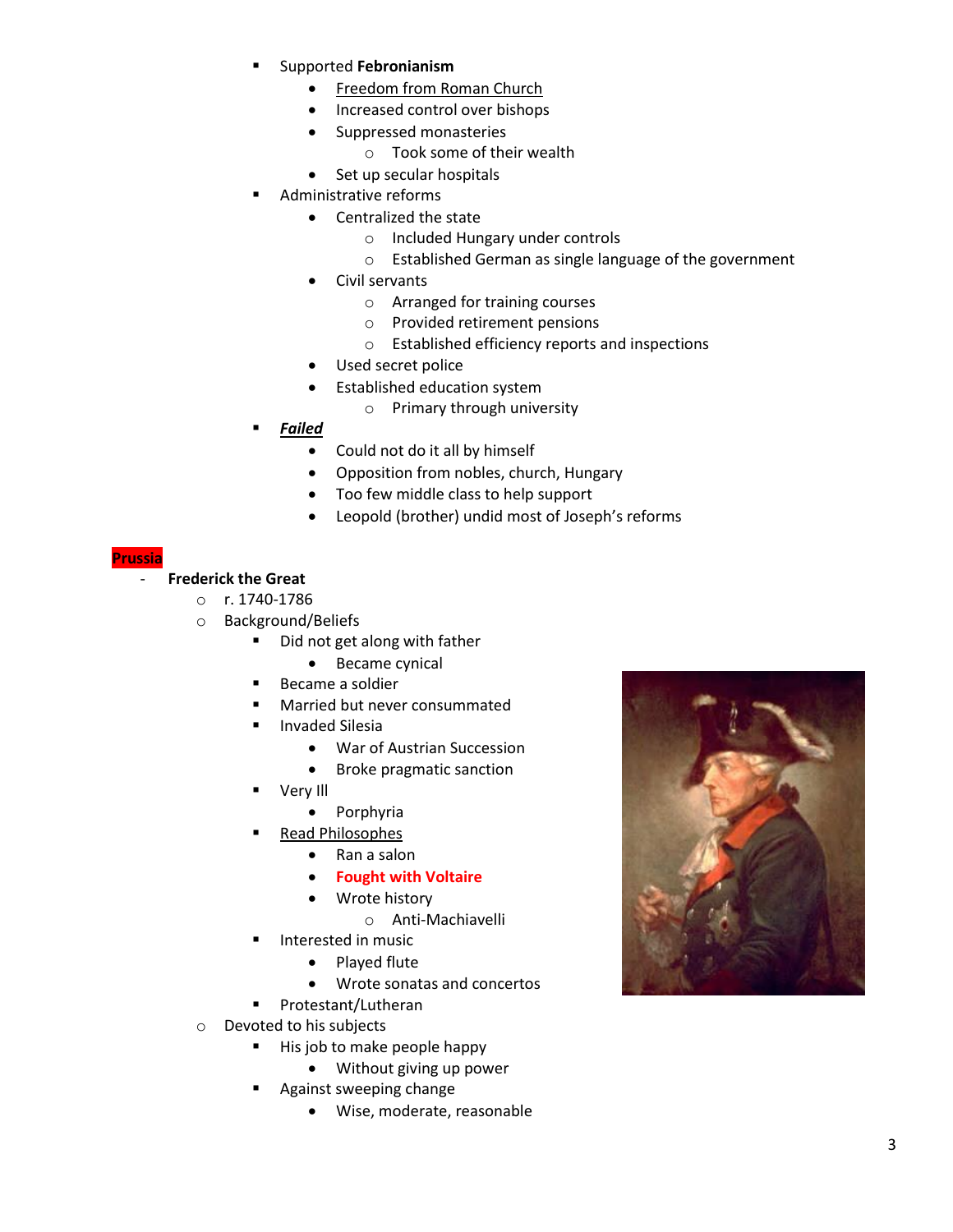- Supported **Febronianism**
  - <u>Freedom from Roman Church</u>
  - Increased control over bishops
  - Suppressed monasteries
    - Took some of their wealth
  - Set up secular hospitals
- Administrative reforms
  - Centralized the state
    - Included Hungary under controls
    - Established German as single language of the government
  - Civil servants
    - Arranged for training courses
    - Provided retirement pensions
    - Established efficiency reports and inspections
  - Used secret police
  - Established education system
    - Primary through university
- ***<u>Failed</u>***
  - Could not do it all by himself
  - Opposition from nobles, church, Hungary
  - Too few middle class to help support
  - Leopold (brother) undid most of Joseph's reforms

**Prussia**

- **Frederick the Great**
  - r. 1740-1786
  - Background/Beliefs
    - Did not get along with father
      - Became cynical
    - Became a soldier
    - Married but never consummated
    - Invaded Silesia
      - War of Austrian Succession
      - Broke pragmatic sanction
    - Very Ill
      - Porphyria
    - <u>Read Philosophes</u>
      - Ran a salon
      - **Fought with Voltaire**
      - Wrote history
        - Anti-Machiavelli
    - Interested in music
      - Played flute
      - Wrote sonatas and concertos
    - Protestant/Lutheran
  - Devoted to his subjects
    - His job to make people happy
      - Without giving up power
    - Against sweeping change
      - Wise, moderate, reasonable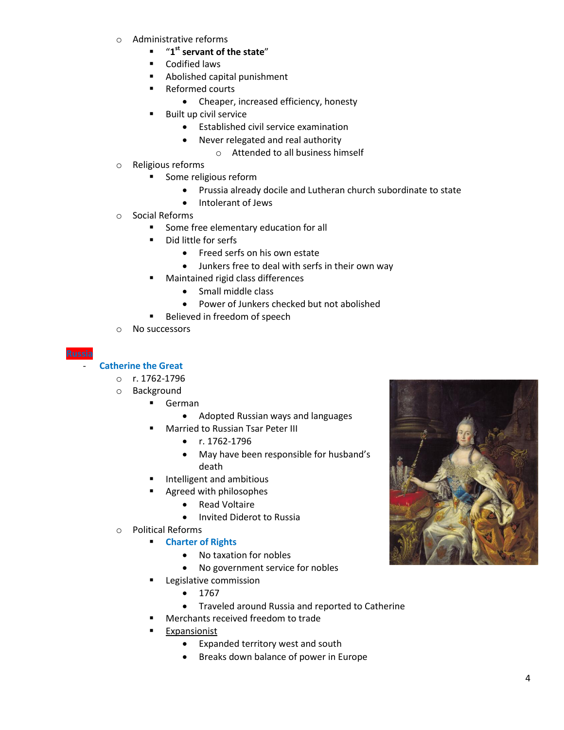- Administrative reforms
  - “1st servant of the state”
  - Codified laws
  - Abolished capital punishment
  - Reformed courts
    - Cheaper, increased efficiency, honesty
  - Built up civil service
    - Established civil service examination
    - Never relegated and real authority
      - Attended to all business himself
- Religious reforms
  - Some religious reform
    - Prussia already docile and Lutheran church subordinate to state
    - Intolerant of Jews
- Social Reforms
  - Some free elementary education for all
  - Did little for serfs
    - Freed serfs on his own estate
    - Junkers free to deal with serfs in their own way
  - Maintained rigid class differences
    - Small middle class
    - Power of Junkers checked but not abolished
  - Believed in freedom of speech
- No successors

## Russia

- **Catherine the Great**
  - r. 1762-1796
  - Background
    - German
      - Adopted Russian ways and languages
    - Married to Russian Tsar Peter III
      - r. 1762-1796
      - May have been responsible for husband’s death
    - Intelligent and ambitious
    - Agreed with philosophes
      - Read Voltaire
      - Invited Diderot to Russia
  - Political Reforms
    - **Charter of Rights**
      - No taxation for nobles
      - No government service for nobles
    - Legislative commission
      - 1767
      - Traveled around Russia and reported to Catherine
    - Merchants received freedom to trade
    - Expansionist
      - Expanded territory west and south
      - Breaks down balance of power in Europe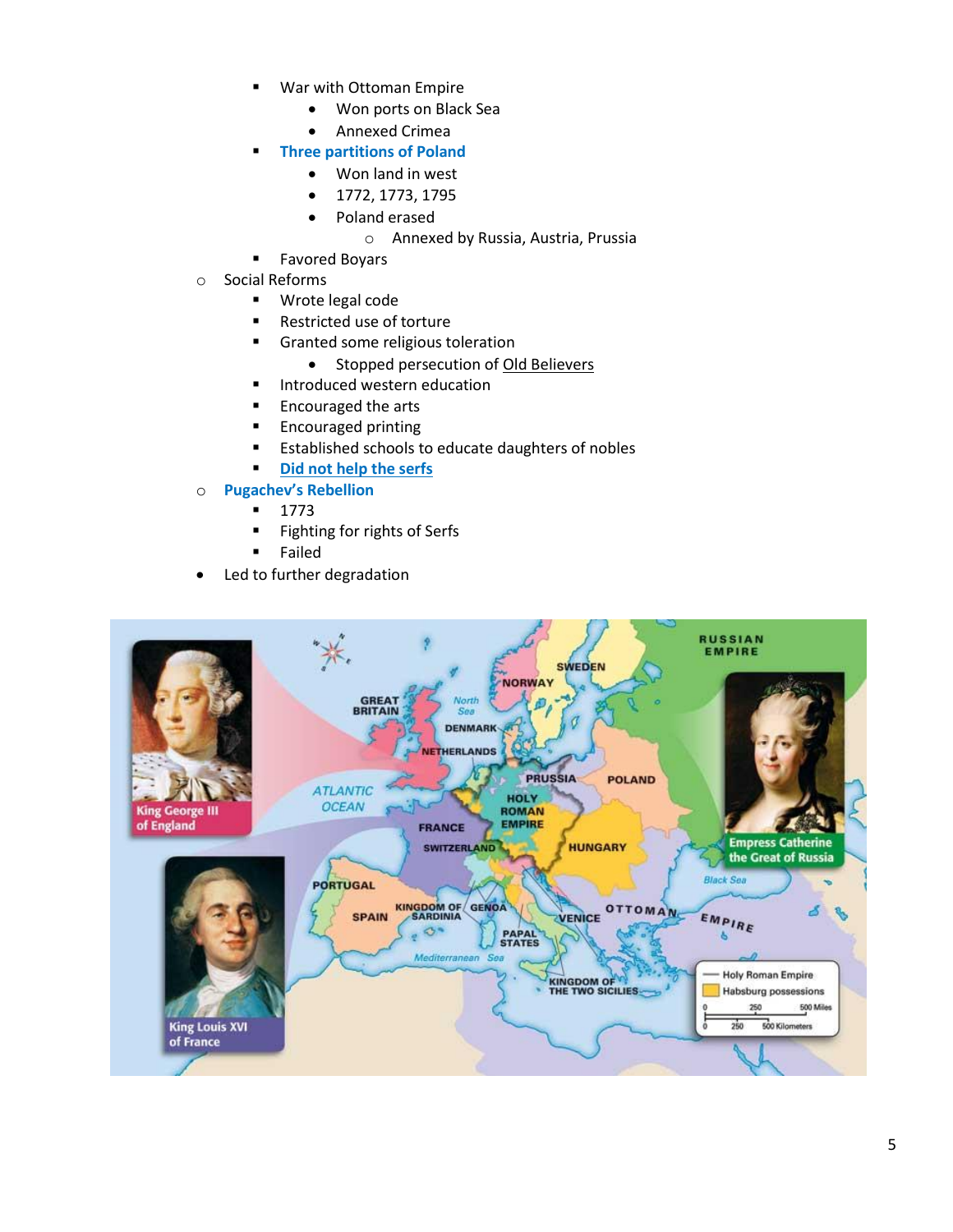- War with Ottoman Empire
            - Won ports on Black Sea
            - Annexed Crimea
        - **Three partitions of Poland**
            - Won land in west
            - 1772, 1773, 1795
            - Poland erased
                - Annexed by Russia, Austria, Prussia
        - Favored Boyars
    - Social Reforms
        - Wrote legal code
        - Restricted use of torture
        - Granted some religious toleration
            - Stopped persecution of Old Believers
        - Introduced western education
        - Encouraged the arts
        - Encouraged printing
        - Established schools to educate daughters of nobles
        - **Did not help the serfs**
    - **Pugachev's Rebellion**
        - 1773
        - Fighting for rights of Serfs
        - Failed
- Led to further degradation

King George III of England

King Louis XVI of France

Empress Catherine the Great of Russia

RUSSIAN EMPIRE

SWEDEN

NORWAY

GREAT BRITAIN

North Sea

DENMARK

NETHERLANDS

PRUSSIA

POLAND

HOLY ROMAN EMPIRE

ATLANTIC OCEAN

FRANCE

SWITZERLAND

HUNGARY

PORTUGAL

SPAIN

KINGDOM OF SARDINIA

GENOA

VENICE

OTTOMAN EMPIRE

Black Sea

PAPAL STATES

Mediterranean Sea

KINGDOM OF THE TWO SICILIES

Holy Roman Empire

Habsburg possessions

0 250 500 Miles

0 250 500 Kilometers